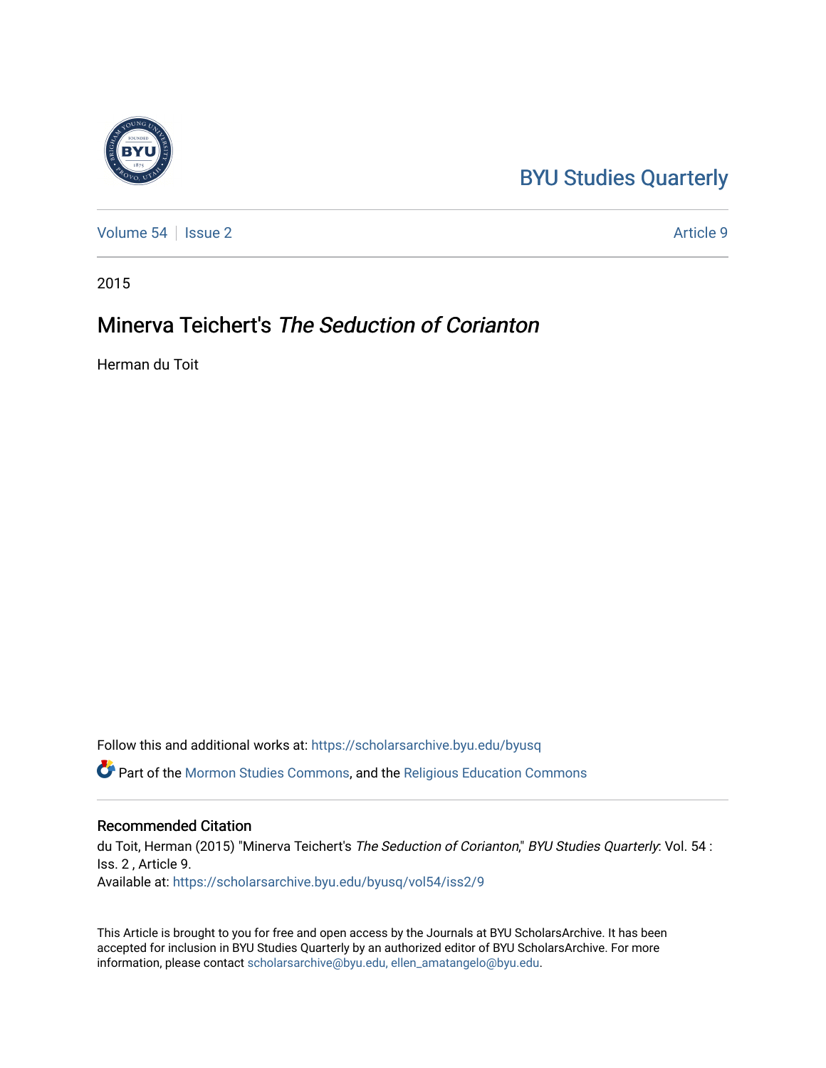BYU Studies Quarterly

Volume 54 | Issue 2 Article 9

2015

# Minerva Teichert's *The Seduction of Corianton*

Herman du Toit

Follow this and additional works at: https://scholarsarchive.byu.edu/byusq

Part of the Mormon Studies Commons, and the Religious Education Commons

## Recommended Citation

du Toit, Herman (2015) "Minerva Teichert's *The Seduction of Corianton*," *BYU Studies Quarterly*: Vol. 54 : Iss. 2 , Article 9.
Available at: https://scholarsarchive.byu.edu/byusq/vol54/iss2/9

This Article is brought to you for free and open access by the Journals at BYU ScholarsArchive. It has been accepted for inclusion in BYU Studies Quarterly by an authorized editor of BYU ScholarsArchive. For more information, please contact scholarsarchive@byu.edu, ellen_amatangelo@byu.edu.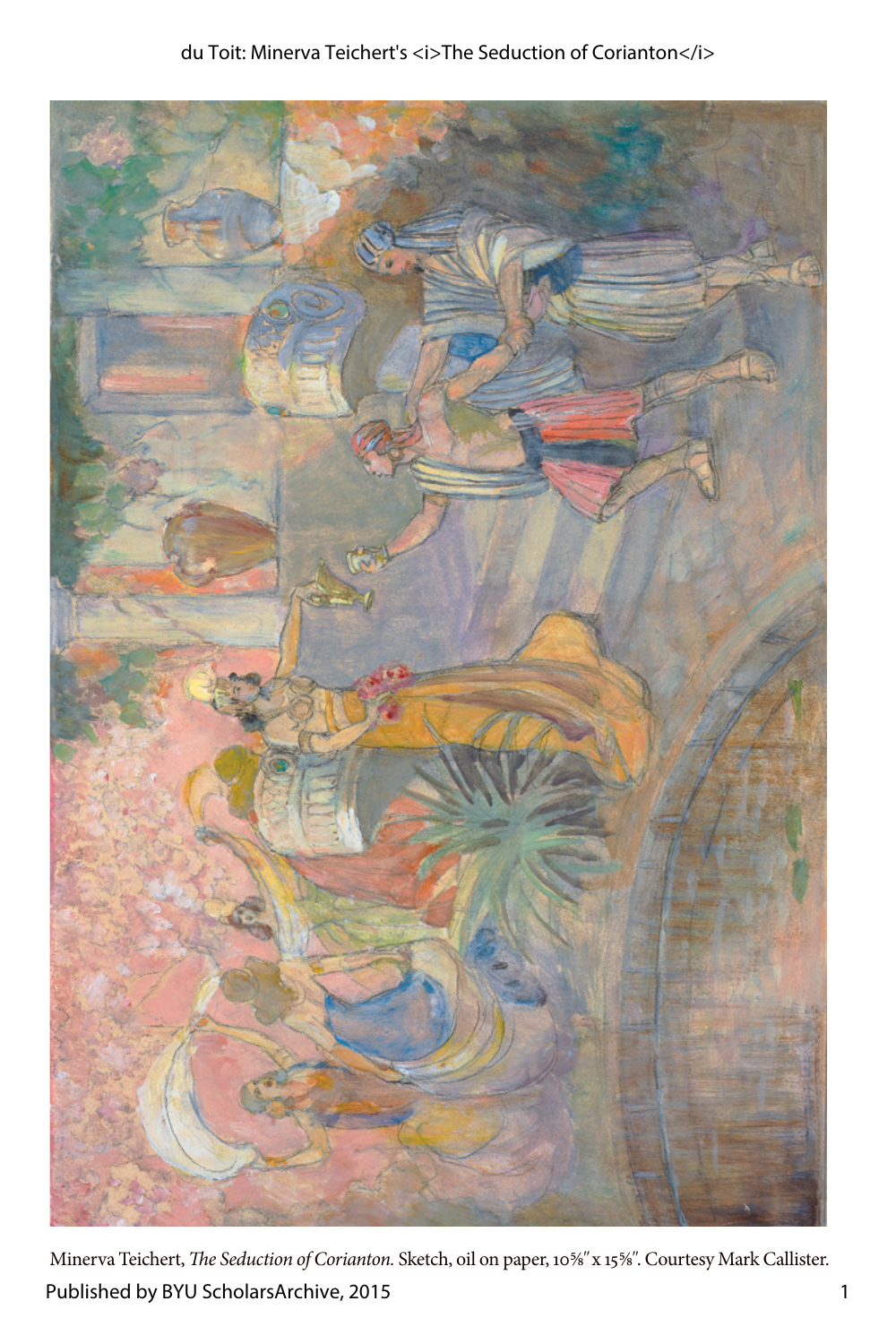Minerva Teichert, *The Seduction of Corianton.* Sketch, oil on paper, 10⅝″ x 15⅝″. Courtesy Mark Callister.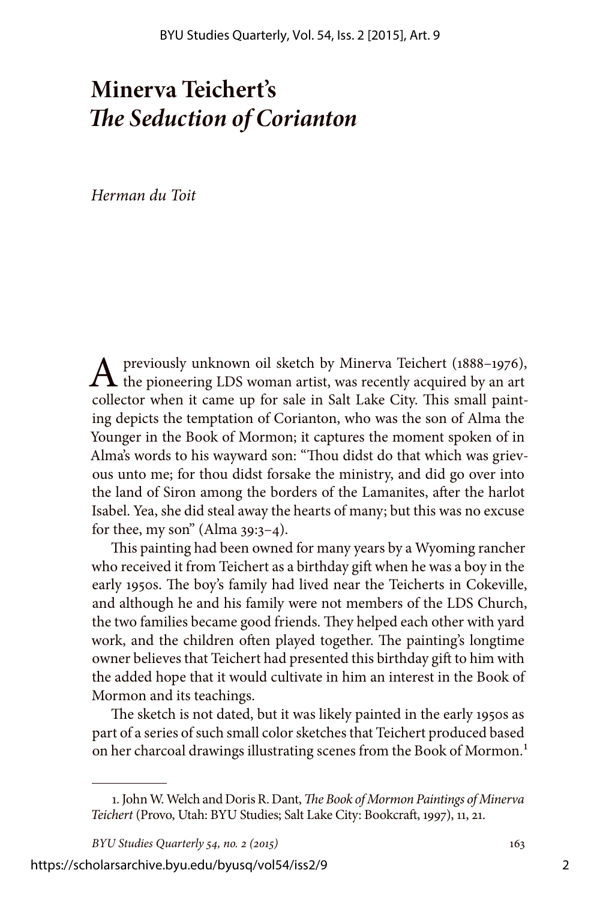# Minerva Teichert's *The Seduction of Corianton*

*Herman du Toit*

A previously unknown oil sketch by Minerva Teichert (1888–1976), the pioneering LDS woman artist, was recently acquired by an art collector when it came up for sale in Salt Lake City. This small painting depicts the temptation of Corianton, who was the son of Alma the Younger in the Book of Mormon; it captures the moment spoken of in Alma's words to his wayward son: "Thou didst do that which was grievous unto me; for thou didst forsake the ministry, and did go over into the land of Siron among the borders of the Lamanites, after the harlot Isabel. Yea, she did steal away the hearts of many; but this was no excuse for thee, my son" (Alma 39:3–4).

This painting had been owned for many years by a Wyoming rancher who received it from Teichert as a birthday gift when he was a boy in the early 1950s. The boy's family had lived near the Teicherts in Cokeville, and although he and his family were not members of the LDS Church, the two families became good friends. They helped each other with yard work, and the children often played together. The painting's longtime owner believes that Teichert had presented this birthday gift to him with the added hope that it would cultivate in him an interest in the Book of Mormon and its teachings.

The sketch is not dated, but it was likely painted in the early 1950s as part of a series of such small color sketches that Teichert produced based on her charcoal drawings illustrating scenes from the Book of Mormon.[1]

---

1. John W. Welch and Doris R. Dant, *The Book of Mormon Paintings of Minerva Teichert* (Provo, Utah: BYU Studies; Salt Lake City: Bookcraft, 1997), 11, 21.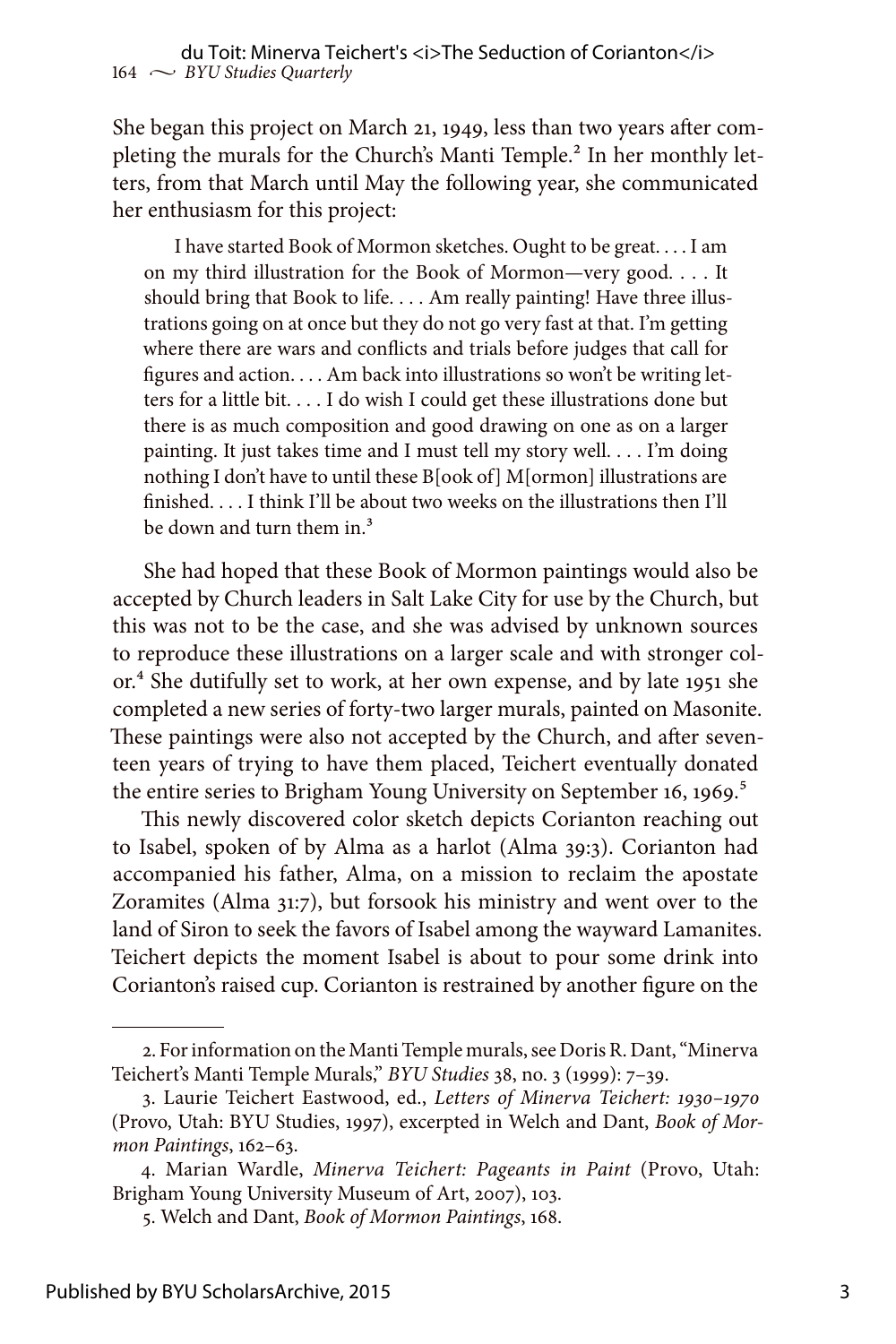She began this project on March 21, 1949, less than two years after completing the murals for the Church's Manti Temple.[2] In her monthly letters, from that March until May the following year, she communicated her enthusiasm for this project:

> I have started Book of Mormon sketches. Ought to be great. . . . I am on my third illustration for the Book of Mormon—very good. . . . It should bring that Book to life. . . . Am really painting! Have three illustrations going on at once but they do not go very fast at that. I'm getting where there are wars and conflicts and trials before judges that call for figures and action. . . . Am back into illustrations so won't be writing letters for a little bit. . . . I do wish I could get these illustrations done but there is as much composition and good drawing on one as on a larger painting. It just takes time and I must tell my story well. . . . I'm doing nothing I don't have to until these B[ook of] M[ormon] illustrations are finished. . . . I think I'll be about two weeks on the illustrations then I'll be down and turn them in.[3]

She had hoped that these Book of Mormon paintings would also be accepted by Church leaders in Salt Lake City for use by the Church, but this was not to be the case, and she was advised by unknown sources to reproduce these illustrations on a larger scale and with stronger color.[4] She dutifully set to work, at her own expense, and by late 1951 she completed a new series of forty-two larger murals, painted on Masonite. These paintings were also not accepted by the Church, and after seventeen years of trying to have them placed, Teichert eventually donated the entire series to Brigham Young University on September 16, 1969.[5]

This newly discovered color sketch depicts Corianton reaching out to Isabel, spoken of by Alma as a harlot (Alma 39:3). Corianton had accompanied his father, Alma, on a mission to reclaim the apostate Zoramites (Alma 31:7), but forsook his ministry and went over to the land of Siron to seek the favors of Isabel among the wayward Lamanites. Teichert depicts the moment Isabel is about to pour some drink into Corianton's raised cup. Corianton is restrained by another figure on the

---

2. For information on the Manti Temple murals, see Doris R. Dant, "Minerva Teichert's Manti Temple Murals," *BYU Studies* 38, no. 3 (1999): 7–39.

3. Laurie Teichert Eastwood, ed., *Letters of Minerva Teichert: 1930–1970* (Provo, Utah: BYU Studies, 1997), excerpted in Welch and Dant, *Book of Mormon Paintings*, 162–63.

4. Marian Wardle, *Minerva Teichert: Pageants in Paint* (Provo, Utah: Brigham Young University Museum of Art, 2007), 103.

5. Welch and Dant, *Book of Mormon Paintings*, 168.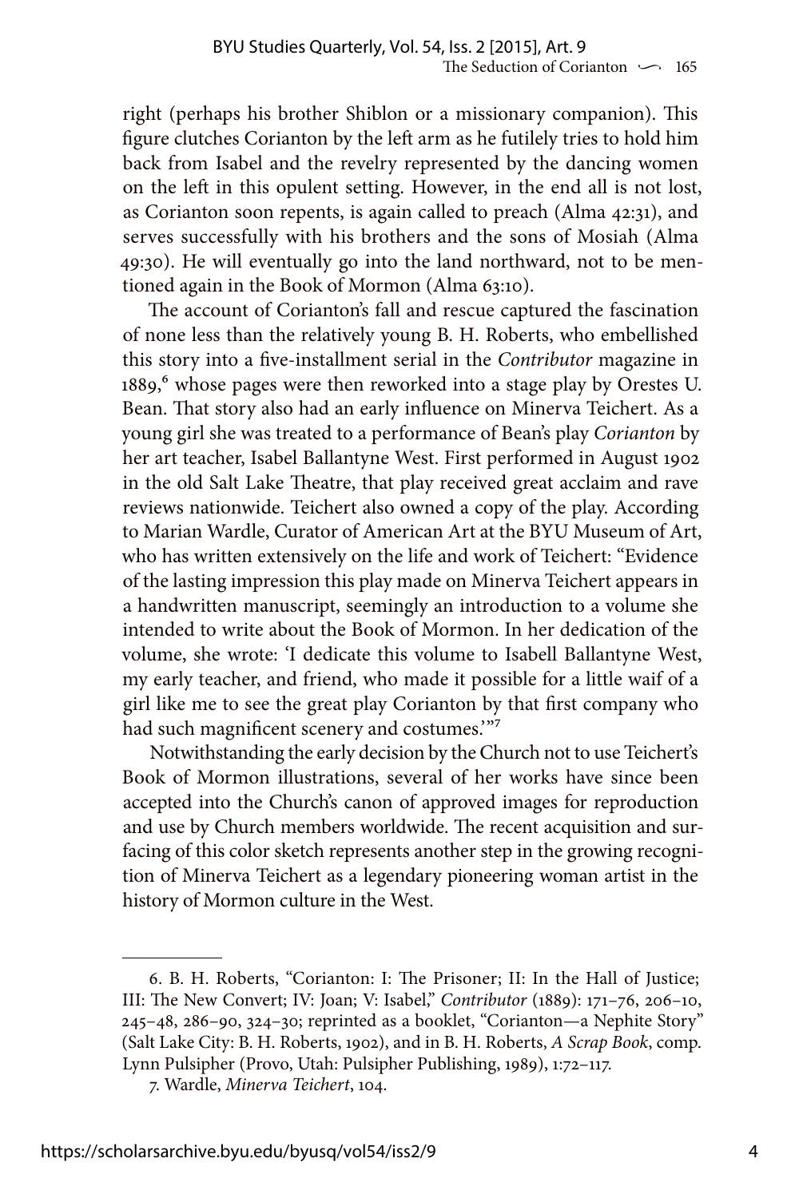right (perhaps his brother Shiblon or a missionary companion). This figure clutches Corianton by the left arm as he futilely tries to hold him back from Isabel and the revelry represented by the dancing women on the left in this opulent setting. However, in the end all is not lost, as Corianton soon repents, is again called to preach (Alma 42:31), and serves successfully with his brothers and the sons of Mosiah (Alma 49:30). He will eventually go into the land northward, not to be mentioned again in the Book of Mormon (Alma 63:10).

The account of Corianton's fall and rescue captured the fascination of none less than the relatively young B. H. Roberts, who embellished this story into a five-installment serial in the *Contributor* magazine in 1889,[6] whose pages were then reworked into a stage play by Orestes U. Bean. That story also had an early influence on Minerva Teichert. As a young girl she was treated to a performance of Bean's play *Corianton* by her art teacher, Isabel Ballantyne West. First performed in August 1902 in the old Salt Lake Theatre, that play received great acclaim and rave reviews nationwide. Teichert also owned a copy of the play. According to Marian Wardle, Curator of American Art at the BYU Museum of Art, who has written extensively on the life and work of Teichert: "Evidence of the lasting impression this play made on Minerva Teichert appears in a handwritten manuscript, seemingly an introduction to a volume she intended to write about the Book of Mormon. In her dedication of the volume, she wrote: 'I dedicate this volume to Isabell Ballantyne West, my early teacher, and friend, who made it possible for a little waif of a girl like me to see the great play Corianton by that first company who had such magnificent scenery and costumes.'"[7]

Notwithstanding the early decision by the Church not to use Teichert's Book of Mormon illustrations, several of her works have since been accepted into the Church's canon of approved images for reproduction and use by Church members worldwide. The recent acquisition and surfacing of this color sketch represents another step in the growing recognition of Minerva Teichert as a legendary pioneering woman artist in the history of Mormon culture in the West.

---

6. B. H. Roberts, "Corianton: I: The Prisoner; II: In the Hall of Justice; III: The New Convert; IV: Joan; V: Isabel," *Contributor* (1889): 171–76, 206–10, 245–48, 286–90, 324–30; reprinted as a booklet, "Corianton—a Nephite Story" (Salt Lake City: B. H. Roberts, 1902), and in B. H. Roberts, *A Scrap Book*, comp. Lynn Pulsipher (Provo, Utah: Pulsipher Publishing, 1989), 1:72–117.

7. Wardle, *Minerva Teichert*, 104.